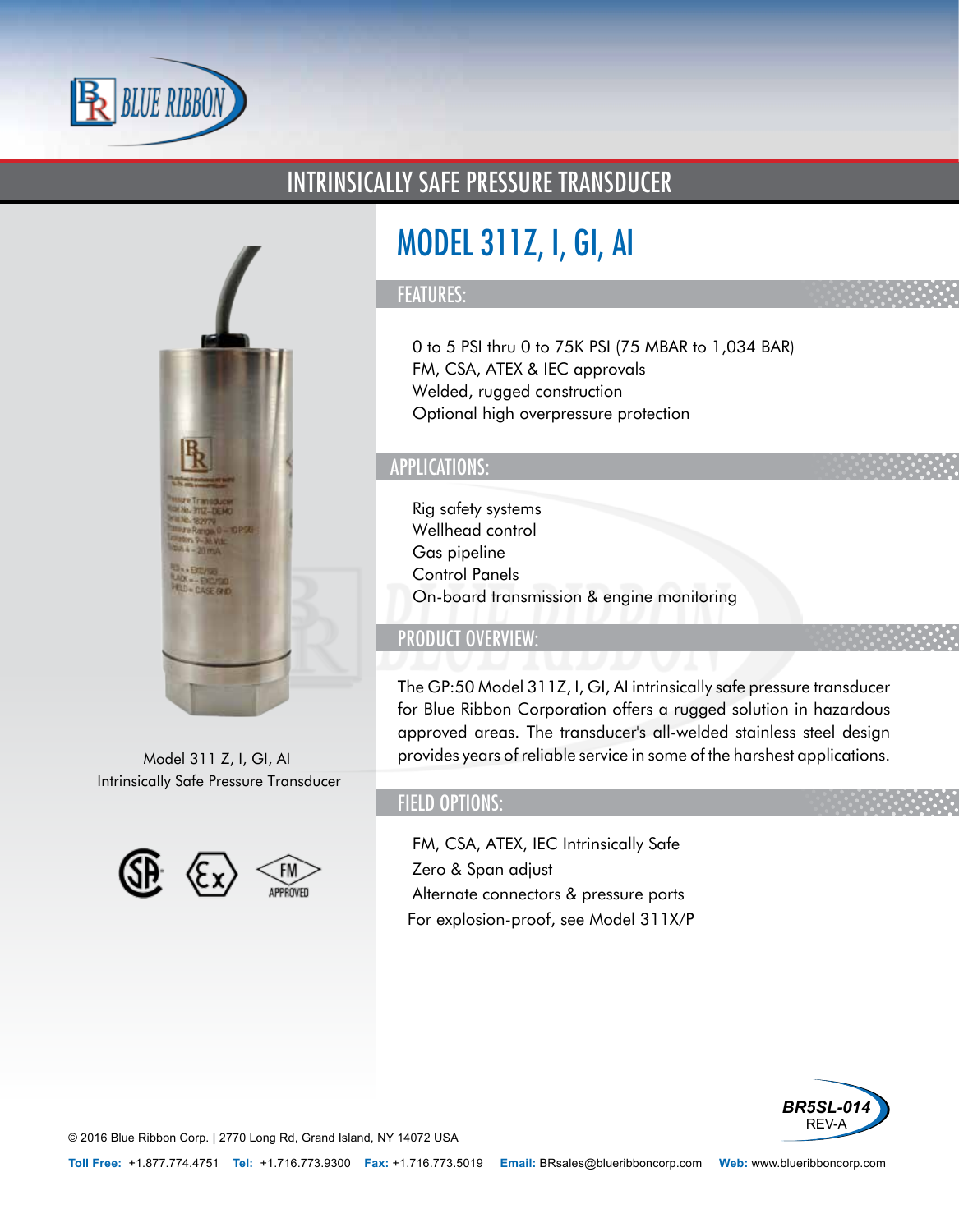BLUE RIBBON

# INTRINSICALLY SAFE PRESSURE TRANSDUCER

## MODEL 311Z, I, GI, AI

### FEATURES:

- 0 to 5 PSI thru 0 to 75K PSI (75 MBAR to 1,034 BAR)
- FM, CSA, ATEX & IEC approvals
- Welded, rugged construction
- Optional high overpressure protection

### APPLICATIONS:

- Rig safety systems
- Wellhead control
- Gas pipeline
- Control Panels
- On-board transmission & engine monitoring

### PRODUCT OVERVIEW:

The GP:50 Model 311Z, I, GI, AI intrinsically safe pressure transducer for Blue Ribbon Corporation offers a rugged solution in hazardous approved areas. The transducer's all-welded stainless steel design provides years of reliable service in some of the harshest applications.

### FIELD OPTIONS:

- FM, CSA, ATEX, IEC Intrinsically Safe
- Zero & Span adjust
- Alternate connectors & pressure ports
- For explosion-proof, see Model 311X/P

Model 311 Z, I, GI, AI
Intrinsically Safe Pressure Transducer

FM APPROVED

BR5SL-014
REV-A

© 2016 Blue Ribbon Corp. | 2770 Long Rd, Grand Island, NY 14072 USA

**Toll Free:** +1.877.774.4751 **Tel:** +1.716.773.9300 **Fax:** +1.716.773.5019 **Email:** BRsales@blueribboncorp.com **Web:** www.blueribboncorp.com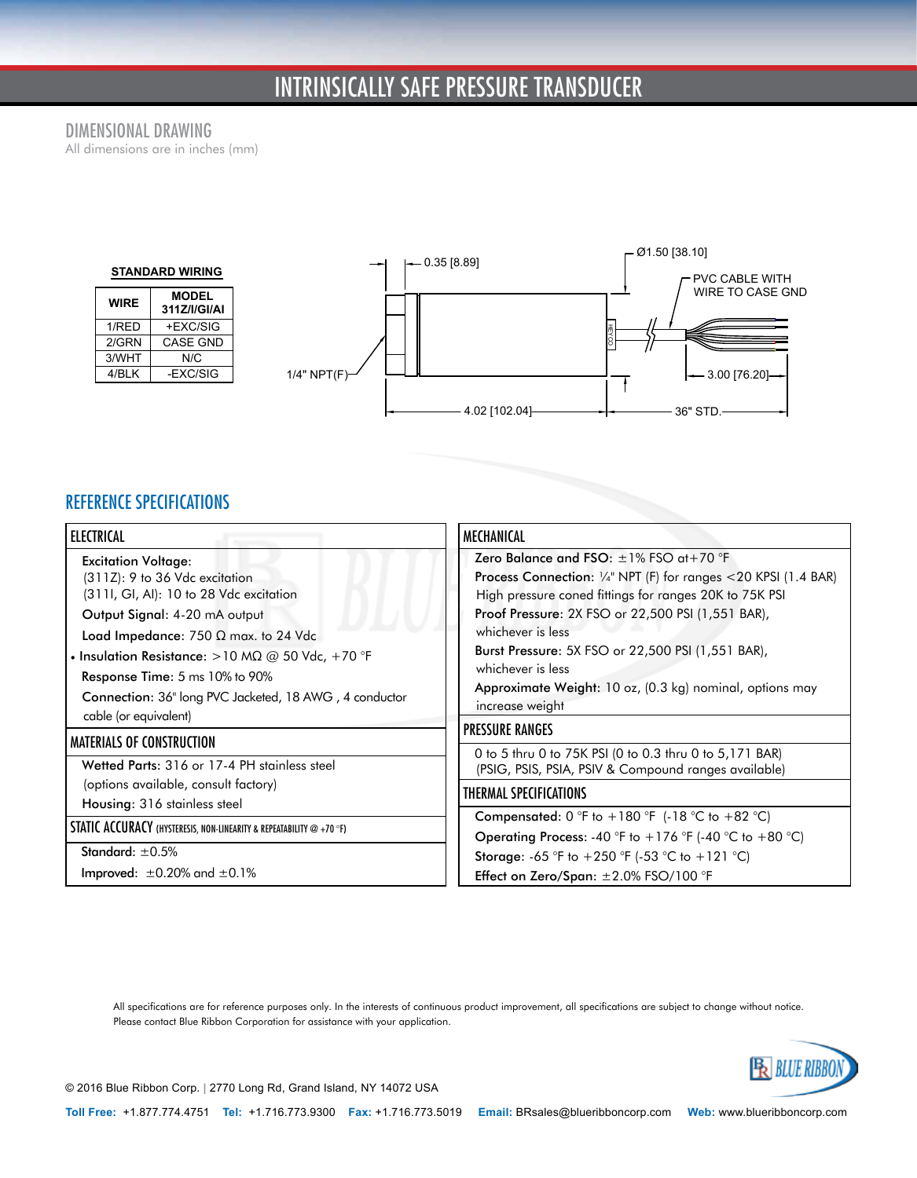# INTRINSICALLY SAFE PRESSURE TRANSDUCER

## DIMENSIONAL DRAWING

All dimensions are in inches (mm)

**STANDARD WIRING**

| WIRE | MODEL 311Z/I/GI/AI |
|---|---|
| 1/RED | +EXC/SIG |
| 2/GRN | CASE GND |
| 3/WHT | N/C |
| 4/BLK | -EXC/SIG |

0.35 [8.89]

Ø1.50 [38.10]

PVC CABLE WITH WIRE TO CASE GND

HEYCO

1/4" NPT(F)

3.00 [76.20]

4.02 [102.04]

36" STD.

## REFERENCE SPECIFICATIONS

### ELECTRICAL

**Excitation Voltage:**
(311Z): 9 to 36 Vdc excitation
(311I, GI, AI): 10 to 28 Vdc excitation

**Output Signal:** 4-20 mA output

**Load Impedance:** 750 Ω max. to 24 Vdc

- **Insulation Resistance:** >10 MΩ @ 50 Vdc, +70 °F

**Response Time:** 5 ms 10% to 90%

**Connection:** 36" long PVC Jacketed, 18 AWG , 4 conductor cable (or equivalent)

### MATERIALS OF CONSTRUCTION

**Wetted Parts:** 316 or 17-4 PH stainless steel (options available, consult factory)

**Housing:** 316 stainless steel

### STATIC ACCURACY (HYSTERESIS, NON-LINEARITY & REPEATABILITY @ +70 °F)

**Standard:** ±0.5%

**Improved:** ±0.20% and ±0.1%

### MECHANICAL

**Zero Balance and FSO:** ±1% FSO at+70 °F

**Process Connection:** ¼" NPT (F) for ranges <20 KPSI (1.4 BAR) High pressure coned fittings for ranges 20K to 75K PSI

**Proof Pressure:** 2X FSO or 22,500 PSI (1,551 BAR), whichever is less

**Burst Pressure:** 5X FSO or 22,500 PSI (1,551 BAR), whichever is less

**Approximate Weight:** 10 oz, (0.3 kg) nominal, options may increase weight

### PRESSURE RANGES

0 to 5 thru 0 to 75K PSI (0 to 0.3 thru 0 to 5,171 BAR) (PSIG, PSIS, PSIA, PSIV & Compound ranges available)

### THERMAL SPECIFICATIONS

**Compensated:** 0 °F to +180 °F (-18 °C to +82 °C)

**Operating Process:** -40 °F to +176 °F (-40 °C to +80 °C)

**Storage:** -65 °F to +250 °F (-53 °C to +121 °C)

**Effect on Zero/Span:** ±2.0% FSO/100 °F

All specifications are for reference purposes only. In the interests of continuous product improvement, all specifications are subject to change without notice. Please contact Blue Ribbon Corporation for assistance with your application.

BLUE RIBBON

© 2016 Blue Ribbon Corp. | 2770 Long Rd, Grand Island, NY 14072 USA

**Toll Free:** +1.877.774.4751 **Tel:** +1.716.773.9300 **Fax:** +1.716.773.5019 **Email:** BRsales@blueribboncorp.com **Web:** www.blueribboncorp.com